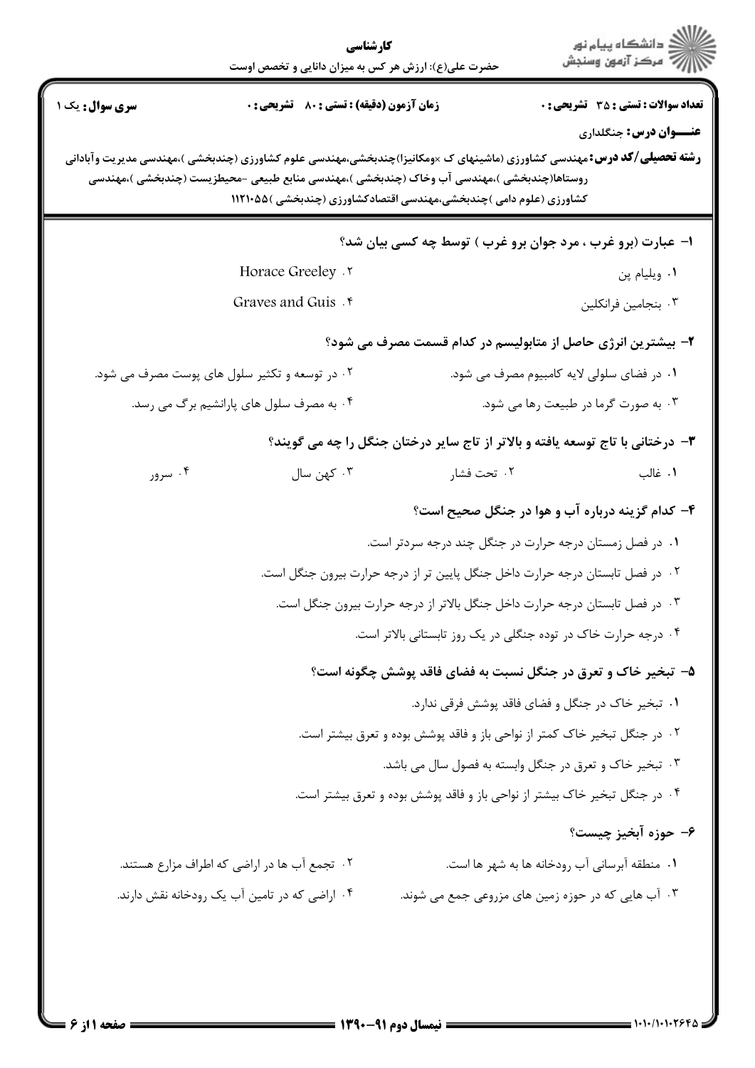کارشناسی

حضرت علی(ع): ارزش هر کس به میزان دانایی و تخصص اوست

**سری سوال:** یک ۱

**زمان آزمون (دقیقه) : تستی : ۸۰ تشریحی : ۰**

**تعداد سوالات : تستی : ۳۵ تشریحی : ۰**

**عنـــوان درس:** جنگلداری

**رشته تحصیلی/کد درس:** مهندسی کشاورزی (ماشینهای ک ×ومکانیزا)چندبخشی،مهندسی علوم کشاورزی (چندبخشی )،مهندسی مدیریت وآبادانی روستاها(چندبخشی )،مهندسی آب وخاک (چندبخشی )،مهندسی منابع طبیعی -محیطزیست (چندبخشی )،مهندسی کشاورزی (علوم دامی )چندبخشی،مهندسی اقتصادکشاورزی (چندبخشی )۱۱۲۱۰۵۵

**۱- عبارت (برو غرب ، مرد جوان برو غرب ) توسط چه کسی بیان شد؟**

۱. ویلیام پن

۲. Horace Greeley

۳. بنجامین فرانکلین

۴. Graves and Guis

**۲- بیشترین انرژی حاصل از متابولیسم در کدام قسمت مصرف می شود؟**

۱. در فضای سلولی لایه کامبیوم مصرف می شود.

۲. در توسعه و تکثیر سلول های پوست مصرف می شود.

۳. به صورت گرما در طبیعت رها می شود.

۴. به مصرف سلول های پارانشیم برگ می رسد.

**۳- درختانی با تاج توسعه یافته و بالاتر از تاج سایر درختان جنگل را چه می گویند؟**

۱. غالب

۲. تحت فشار

۳. کهن سال

۴. سرور

**۴- کدام گزینه درباره آب و هوا در جنگل صحیح است؟**

۱. در فصل زمستان درجه حرارت در جنگل چند درجه سردتر است.

۲. در فصل تابستان درجه حرارت داخل جنگل پایین تر از درجه حرارت بیرون جنگل است.

۳. در فصل تابستان درجه حرارت داخل جنگل بالاتر از درجه حرارت بیرون جنگل است.

۴. درجه حرارت خاک در توده جنگلی در یک روز تابستانی بالاتر است.

**۵- تبخیر خاک و تعرق در جنگل نسبت به فضای فاقد پوشش چگونه است؟**

۱. تبخیر خاک در جنگل و فضای فاقد پوشش فرقی ندارد.

۲. در جنگل تبخیر خاک کمتر از نواحی باز و فاقد پوشش بوده و تعرق بیشتر است.

۳. تبخیر خاک و تعرق در جنگل وابسته به فصول سال می باشد.

۴. در جنگل تبخیر خاک بیشتر از نواحی باز و فاقد پوشش بوده و تعرق بیشتر است.

**۶- حوزه آبخیز چیست؟**

۱. منطقه آبرسانی آب رودخانه ها به شهر ها است.

۲. تجمع آب ها در اراضی که اطراف مزارع هستند.

۳. آب هایی که در حوزه زمین های مزروعی جمع می شوند.

۴. اراضی که در تامین آب یک رودخانه نقش دارند.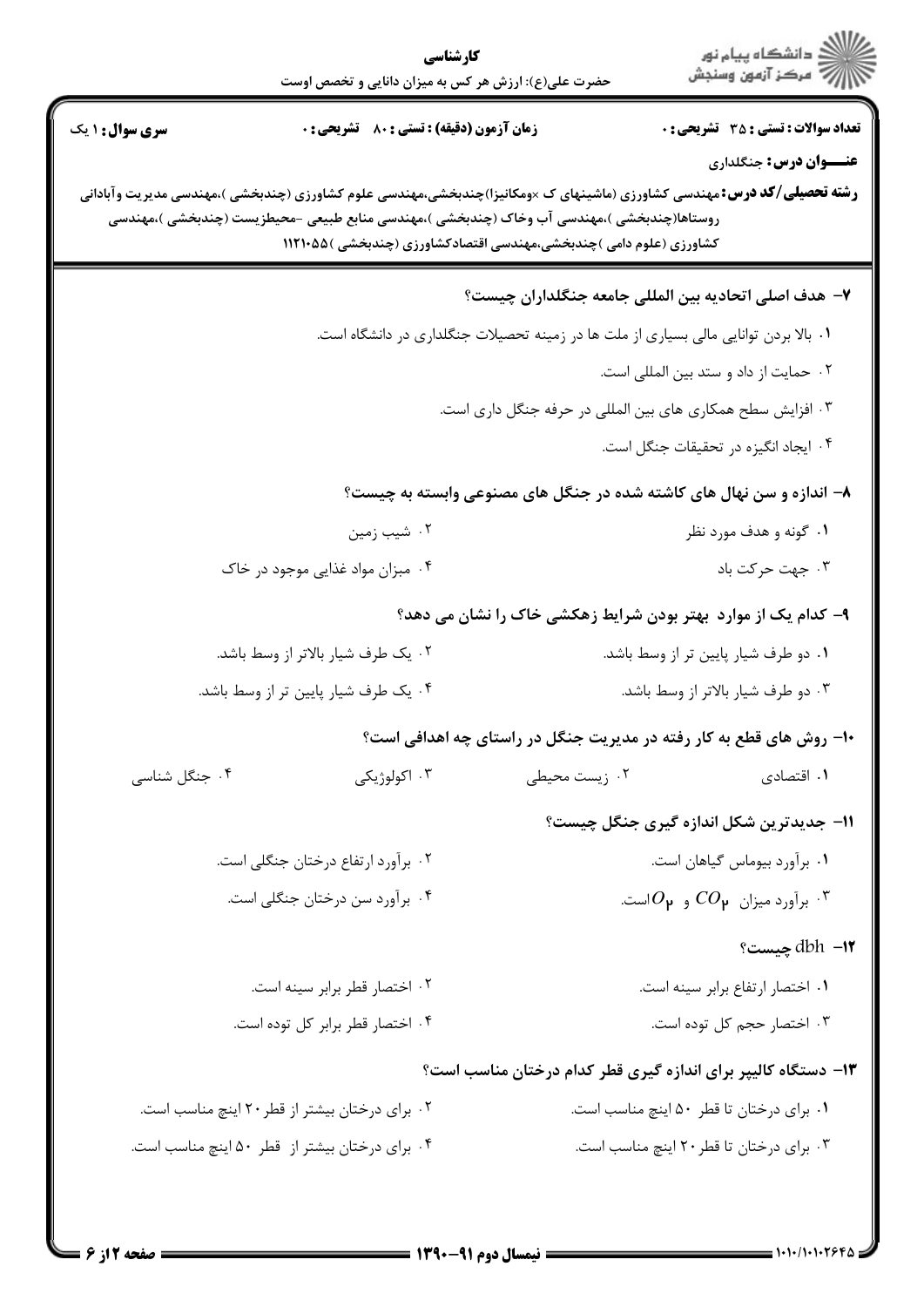**تعداد سوالات : تستی : ۳۵ تشریحی : ۰** | **زمان آزمون (دقیقه) : تستی : ۸۰ تشریحی : ۰** | **سری سوال : ۱ یک**

**عنـــوان درس :** جنگلداری

**رشته تحصیلی/کد درس :** مهندسی کشاورزی (ماشینهای ک ×ومکانیزا)چندبخشی،مهندسی علوم کشاورزی (چندبخشی )،مهندسی مدیریت وآبادانی روستاها(چندبخشی )،مهندسی آب وخاک (چندبخشی )،مهندسی منابع طبیعی -محیطزیست (چندبخشی )،مهندسی کشاورزی (علوم دامی )چندبخشی،مهندسی اقتصادکشاورزی (چندبخشی )۱۱۲۱۰۵۵

**۷- هدف اصلی اتحادیه بین المللی جامعه جنگلداران چیست؟**

۱. بالا بردن توانایی مالی بسیاری از ملت ها در زمینه تحصیلات جنگلداری در دانشگاه است.

۲. حمایت از داد و ستد بین المللی است.

۳. افزایش سطح همکاری های بین المللی در حرفه جنگل داری است.

۴. ایجاد انگیزه در تحقیقات جنگل است.

**۸- اندازه و سن نهال های کاشته شده در جنگل های مصنوعی وابسته به چیست؟**

۱. گونه و هدف مورد نظر

۲. شیب زمین

۳. جهت حرکت باد

۴. میزان مواد غذایی موجود در خاک

**۹- کدام یک از موارد بهتر بودن شرایط زهکشی خاک را نشان می دهد؟**

۱. دو طرف شیار پایین تر از وسط باشد.

۲. یک طرف شیار بالاتر از وسط باشد.

۳. دو طرف شیار بالاتر از وسط باشد.

۴. یک طرف شیار پایین تر از وسط باشد.

**۱۰- روش های قطع به کار رفته در مدیریت جنگل در راستای چه اهدافی است؟**

۱. اقتصادی

۲. زیست محیطی

۳. اکولوژیکی

۴. جنگل شناسی

**۱۱- جدیدترین شکل اندازه گیری جنگل چیست؟**

۱. برآورد بیوماس گیاهان است.

۲. برآورد ارتفاع درختان جنگلی است.

۳. برآورد میزان $CO_2$ و $O_2$است.

۴. برآورد سن درختان جنگلی است.

**۱۲- dbh چیست؟**

۱. اختصار ارتفاع برابر سینه است.

۲. اختصار قطر برابر سینه است.

۳. اختصار حجم کل توده است.

۴. اختصار قطر برابر کل توده است.

**۱۳- دستگاه کالیپر برای اندازه گیری قطر کدام درختان مناسب است؟**

۱. برای درختان تا قطر ۵۰ اینچ مناسب است.

۲. برای درختان بیشتر از قطر ۲۰ اینچ مناسب است.

۳. برای درختان تا قطر ۲۰ اینچ مناسب است.

۴. برای درختان بیشتر از قطر ۵۰ اینچ مناسب است.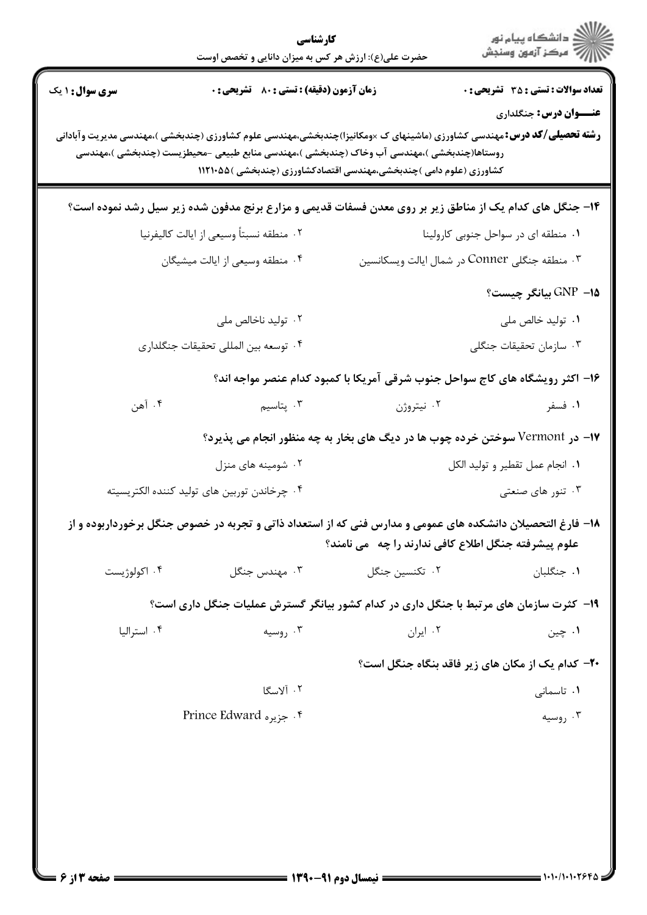**تعداد سوالات : تستی : ۳۵ تشریحی : ۰**　　**زمان آزمون (دقیقه) : تستی : ۸۰ تشریحی : ۰**　　**سری سوال : ۱ یک**

**عنـــوان درس:** جنگلداری

**رشته تحصیلی/کد درس:** مهندسی کشاورزی (ماشینهای ک ×ومکانیزا)چندبخشی،مهندسی علوم کشاورزی (چندبخشی )،مهندسی مدیریت وآبادانی روستاها(چندبخشی )،مهندسی آب وخاک (چندبخشی )،مهندسی منابع طبیعی -محیطزیست (چندبخشی )،مهندسی کشاورزی (علوم دامی )چندبخشی،مهندسی اقتصادکشاورزی (چندبخشی )۱۱۲۱۰۵۵

**۱۴- جنگل های کدام یک از مناطق زیر بر روی معدن فسفات قدیمی و مزارع برنج مدفون شده زیر سیل رشد نموده است؟**

۱. منطقه ای در سواحل جنوبی کارولینا
۲. منطقه نسبتاً وسیعی از ایالت کالیفرنیا
۳. منطقه جنگلی Conner در شمال ایالت ویسکانسین
۴. منطقه وسیعی از ایالت میشیگان

**۱۵- GNP بیانگر چیست؟**

۱. تولید خالص ملی
۲. تولید ناخالص ملی
۳. سازمان تحقیقات جنگلی
۴. توسعه بین المللی تحقیقات جنگلداری

**۱۶- اکثر رویشگاه های کاج سواحل جنوب شرقی آمریکا با کمبود کدام عنصر مواجه اند؟**

۱. فسفر　　۲. نیتروژن　　۳. پتاسیم　　۴. آهن

**۱۷- در Vermont سوختن خرده چوب ها در دیگ های بخار به چه منظور انجام می پذیرد؟**

۱. انجام عمل تقطیر و تولید الکل
۲. شومینه های منزل
۳. تنور های صنعتی
۴. چرخاندن توربین های تولید کننده الکتریسیته

**۱۸- فارغ التحصیلان دانشکده های عمومی و مدارس فنی که از استعداد ذاتی و تجربه در خصوص جنگل برخورداربوده و از علوم پیشرفته جنگل اطلاع کافی ندارند را چه می نامند؟**

۱. جنگلبان　　۲. تکنسین جنگل　　۳. مهندس جنگل　　۴. اکولوژیست

**۱۹- کثرت سازمان های مرتبط با جنگل داری در کدام کشور بیانگر گسترش عملیات جنگل داری است؟**

۱. چین　　۲. ایران　　۳. روسیه　　۴. استرالیا

**۲۰- کدام یک از مکان های زیر فاقد بنگاه جنگل است؟**

۱. تاسمانی
۲. آلاسگا
۳. روسیه
۴. جزیره Prince Edward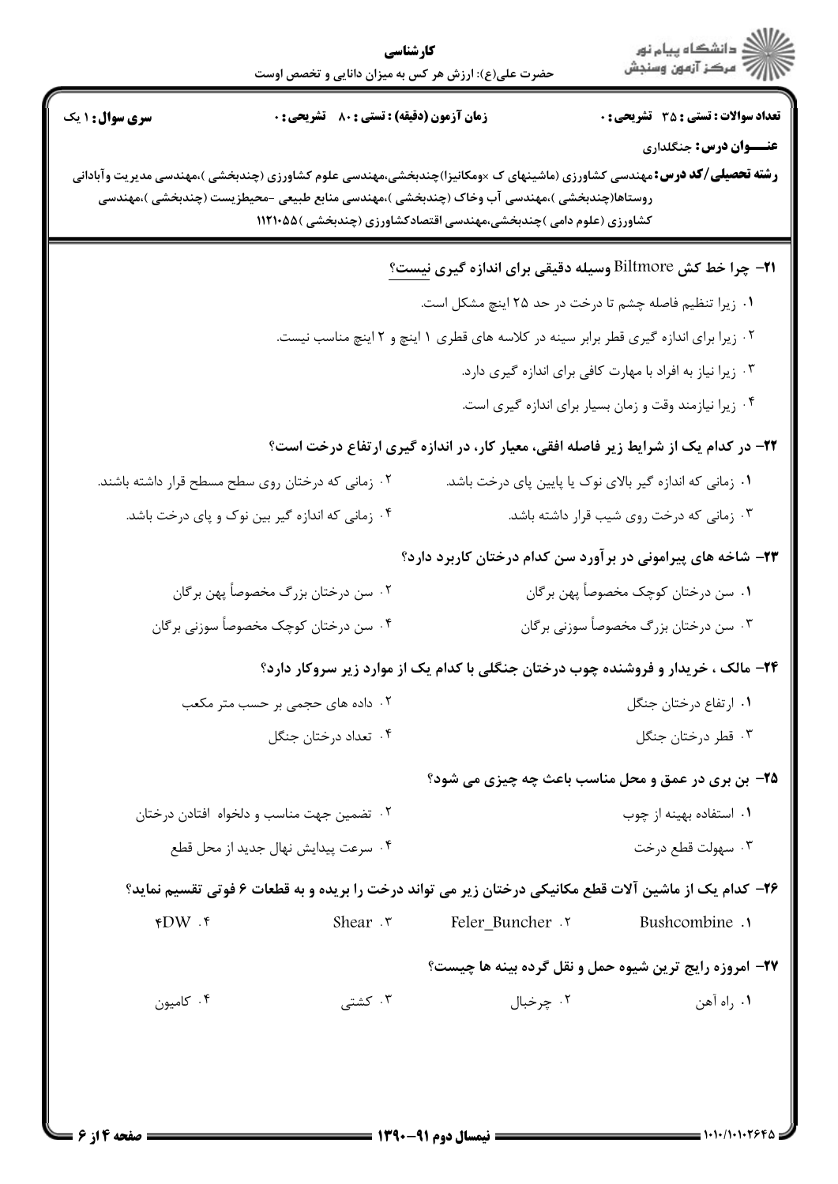**تعداد سوالات : تستی : ۳۵  تشریحی : ۰**  **زمان آزمون (دقیقه) : تستی : ۸۰  تشریحی : ۰**  **سری سوال : ۱ یک**

**عنـــوان درس:** جنگلداری

**رشته تحصیلی/کد درس:** مهندسی کشاورزی (ماشینهای ک ×ومکانیزا)چندبخشی،مهندسی علوم کشاورزی (چندبخشی )،مهندسی مدیریت وآبادانی روستاها(چندبخشی )،مهندسی آب وخاک (چندبخشی )،مهندسی منابع طبیعی -محیطزیست (چندبخشی )،مهندسی کشاورزی (علوم دامی )چندبخشی،مهندسی اقتصادکشاورزی (چندبخشی )۱۱۲۱۰۵۵

**۲۱- چرا خط کش Biltmore وسیله دقیقی برای اندازه گیری نیست؟**

۱. زیرا تنظیم فاصله چشم تا درخت در حد ۲۵ اینچ مشکل است.

۲. زیرا برای اندازه گیری قطر برابر سینه در کلاسه های قطری ۱ اینچ و ۲ اینچ مناسب نیست.

۳. زیرا نیاز به افراد با مهارت کافی برای اندازه گیری دارد.

۴. زیرا نیازمند وقت و زمان بسیار برای اندازه گیری است.

**۲۲- در کدام یک از شرایط زیر فاصله افقی، معیار کار، در اندازه گیری ارتفاع درخت است؟**

۱. زمانی که اندازه گیر بالای نوک یا پایین پای درخت باشد.

۲. زمانی که درختان روی سطح مسطح قرار داشته باشند.

۳. زمانی که درخت روی شیب قرار داشته باشد.

۴. زمانی که اندازه گیر بین نوک و پای درخت باشد.

**۲۳- شاخه های پیرامونی در برآورد سن کدام درختان کاربرد دارد؟**

۱. سن درختان کوچک مخصوصاً پهن برگان

۲. سن درختان بزرگ مخصوصاً پهن برگان

۳. سن درختان بزرگ مخصوصاً سوزنی برگان

۴. سن درختان کوچک مخصوصاً سوزنی برگان

**۲۴- مالک ، خریدار و فروشنده چوب درختان جنگلی با کدام یک از موارد زیر سروکار دارد؟**

۱. ارتفاع درختان جنگل

۲. داده های حجمی بر حسب متر مکعب

۳. قطر درختان جنگل

۴. تعداد درختان جنگل

**۲۵- بن بری در عمق و محل مناسب باعث چه چیزی می شود؟**

۱. استفاده بهینه از چوب

۲. تضمین جهت مناسب و دلخواه افتادن درختان

۳. سهولت قطع درخت

۴. سرعت پیدایش نهال جدید از محل قطع

**۲۶- کدام یک از ماشین آلات قطع مکانیکی درختان زیر می تواند درخت را بریده و به قطعات ۶ فوتی تقسیم نماید؟**

۱. Bushcombine

۲. Feler_Buncher

۳. Shear

۴. 4DW

**۲۷- امروزه رایج ترین شیوه حمل و نقل گرده بینه ها چیست؟**

۱. راه آهن

۲. چرخبال

۳. کشتی

۴. کامیون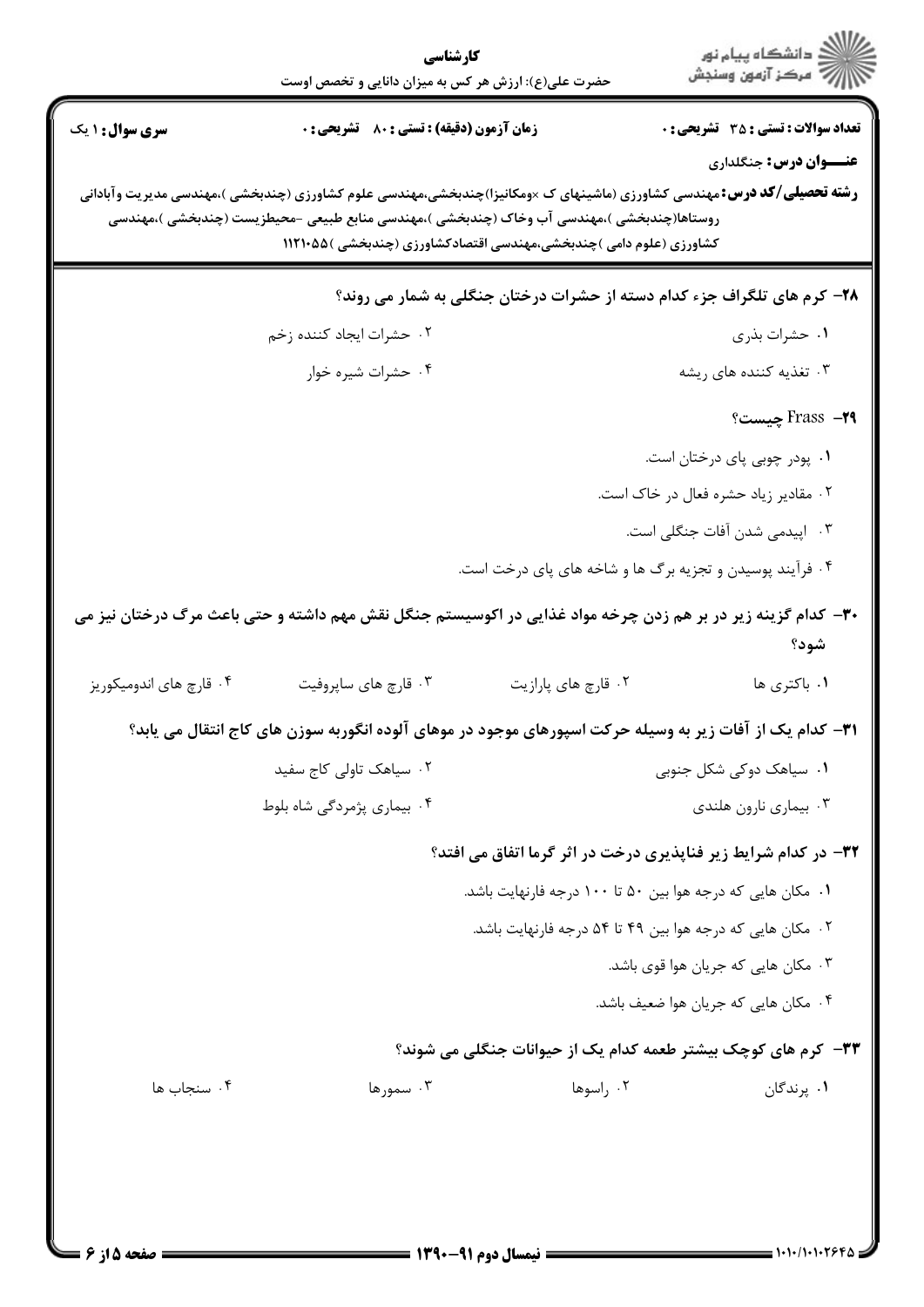**تعداد سوالات : تستی : ۳۵ تشریحی : ۰** | **زمان آزمون (دقیقه) : تستی : ۸۰ تشریحی : ۰** | **سری سوال : ۱ یک**

**عنـــوان درس :** جنگلداری

**رشته تحصیلی/کد درس :** مهندسی کشاورزی (ماشینهای ک ×ومکانیزا)چندبخشی،مهندسی علوم کشاورزی (چندبخشی )،مهندسی مدیریت وآبادانی روستاها(چندبخشی )،مهندسی آب وخاک (چندبخشی )،مهندسی منابع طبیعی -محیطزیست (چندبخشی )،مهندسی کشاورزی (علوم دامی )چندبخشی،مهندسی اقتصادکشاورزی (چندبخشی )۱۱۲۱۰۵۵

**۲۸- کرم های تلگراف جزء کدام دسته از حشرات درختان جنگلی به شمار می روند؟**

۱. حشرات بذری

۲. حشرات ایجاد کننده زخم

۳. تغذیه کننده های ریشه

۴. حشرات شیره خوار

**۲۹- Frass چیست؟**

۱. پودر چوبی پای درختان است.

۲. مقادیر زیاد حشره فعال در خاک است.

۳. اپیدمی شدن آفات جنگلی است.

۴. فرآیند پوسیدن و تجزیه برگ ها و شاخه های پای درخت است.

**۳۰- کدام گزینه زیر در بر هم زدن چرخه مواد غذایی در اکوسیستم جنگل نقش مهم داشته و حتی باعث مرگ درختان نیز می شود؟**

۱. باکتری ها

۲. قارچ های پارازیت

۳. قارچ های ساپروفیت

۴. قارچ های اندومیکوریز

**۳۱- کدام یک از آفات زیر به وسیله حرکت اسپورهای موجود در موهای آلوده انگوربه سوزن های کاج انتقال می یابد؟**

۱. سیاهک دوکی شکل جنوبی

۲. سیاهک تاولی کاج سفید

۳. بیماری نارون هلندی

۴. بیماری پژمردگی شاه بلوط

**۳۲- در کدام شرایط زیر فناپذیری درخت در اثر گرما اتفاق می افتد؟**

۱. مکان هایی که درجه هوا بین ۵۰ تا ۱۰۰ درجه فارنهایت باشد.

۲. مکان هایی که درجه هوا بین ۴۹ تا ۵۴ درجه فارنهایت باشد.

۳. مکان هایی که جریان هوا قوی باشد.

۴. مکان هایی که جریان هوا ضعیف باشد.

**۳۳- کرم های کوچک بیشتر طعمه کدام یک از حیوانات جنگلی می شوند؟**

۱. پرندگان

۲. راسوها

۳. سمورها

۴. سنجاب ها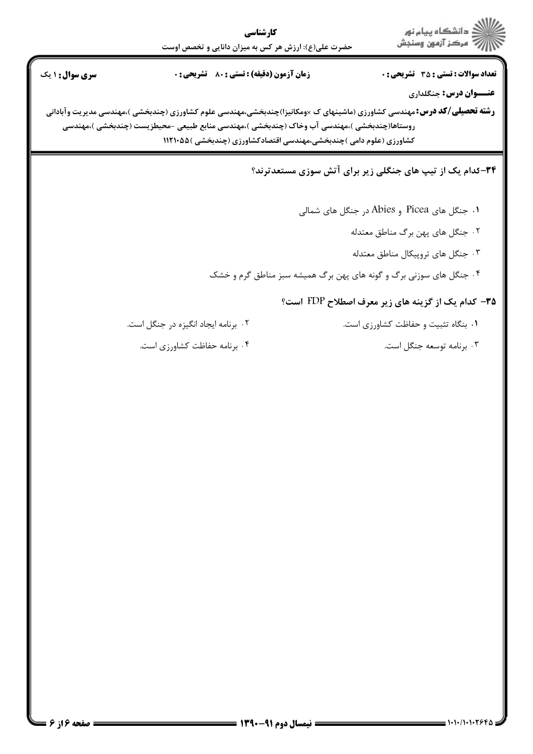**۳۴-کدام یک از تیپ های جنگلی زیر برای آتش سوزی مستعدترند؟**

۱. جنگل های Picea و Abies در جنگل های شمالی

۲. جنگل های پهن برگ مناطق معتدله

۳. جنگل های تروپیکال مناطق معتدله

۴. جنگل های سوزنی برگ و گونه های پهن برگ همیشه سبز مناطق گرم و خشک

**۳۵- کدام یک از گزینه های زیر معرف اصطلاح FDP است؟**

۱. بنگاه تثبیت و حفاظت کشاورزی است.

۲. برنامه ایجاد انگیزه در جنگل است.

۳. برنامه توسعه جنگل است.

۴. برنامه حفاظت کشاورزی است.